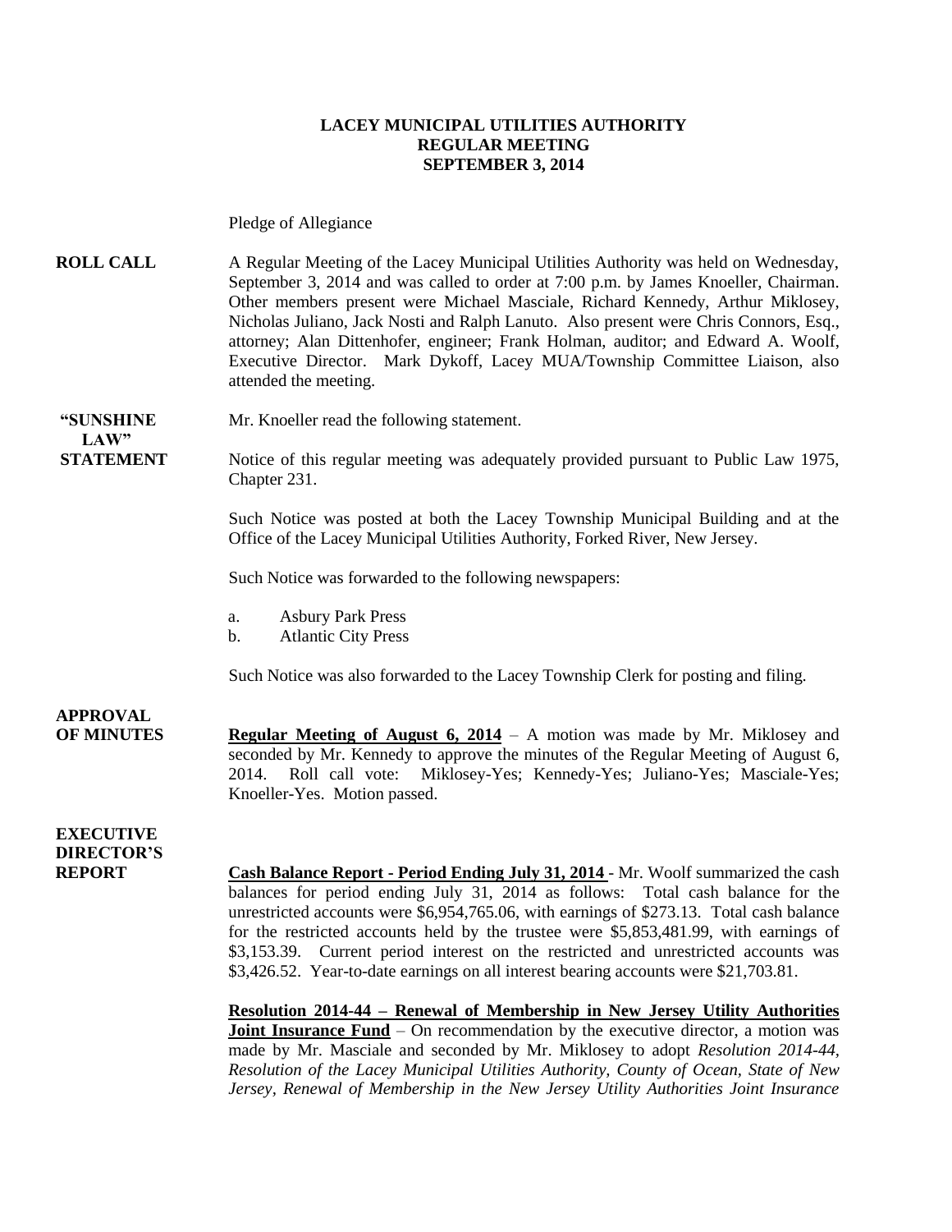# LACEY MUNICIPAL UTILITIES AUTHORITY
## REGULAR MEETING
## SEPTEMBER 3, 2014

Pledge of Allegiance

**ROLL CALL**

A Regular Meeting of the Lacey Municipal Utilities Authority was held on Wednesday, September 3, 2014 and was called to order at 7:00 p.m. by James Knoeller, Chairman. Other members present were Michael Masciale, Richard Kennedy, Arthur Miklosey, Nicholas Juliano, Jack Nosti and Ralph Lanuto. Also present were Chris Connors, Esq., attorney; Alan Dittenhofer, engineer; Frank Holman, auditor; and Edward A. Woolf, Executive Director. Mark Dykoff, Lacey MUA/Township Committee Liaison, also attended the meeting.

**"SUNSHINE LAW" STATEMENT**

Mr. Knoeller read the following statement.

Notice of this regular meeting was adequately provided pursuant to Public Law 1975, Chapter 231.

Such Notice was posted at both the Lacey Township Municipal Building and at the Office of the Lacey Municipal Utilities Authority, Forked River, New Jersey.

Such Notice was forwarded to the following newspapers:

a. Asbury Park Press
b. Atlantic City Press

Such Notice was also forwarded to the Lacey Township Clerk for posting and filing.

**APPROVAL OF MINUTES**

**Regular Meeting of August 6, 2014** – A motion was made by Mr. Miklosey and seconded by Mr. Kennedy to approve the minutes of the Regular Meeting of August 6, 2014. Roll call vote: Miklosey-Yes; Kennedy-Yes; Juliano-Yes; Masciale-Yes; Knoeller-Yes. Motion passed.

**EXECUTIVE DIRECTOR'S REPORT**

**Cash Balance Report - Period Ending July 31, 2014** - Mr. Woolf summarized the cash balances for period ending July 31, 2014 as follows: Total cash balance for the unrestricted accounts were $6,954,765.06, with earnings of $273.13. Total cash balance for the restricted accounts held by the trustee were $5,853,481.99, with earnings of $3,153.39. Current period interest on the restricted and unrestricted accounts was $3,426.52. Year-to-date earnings on all interest bearing accounts were $21,703.81.

**Resolution 2014-44 – Renewal of Membership in New Jersey Utility Authorities Joint Insurance Fund** – On recommendation by the executive director, a motion was made by Mr. Masciale and seconded by Mr. Miklosey to adopt *Resolution 2014-44, Resolution of the Lacey Municipal Utilities Authority, County of Ocean, State of New Jersey, Renewal of Membership in the New Jersey Utility Authorities Joint Insurance*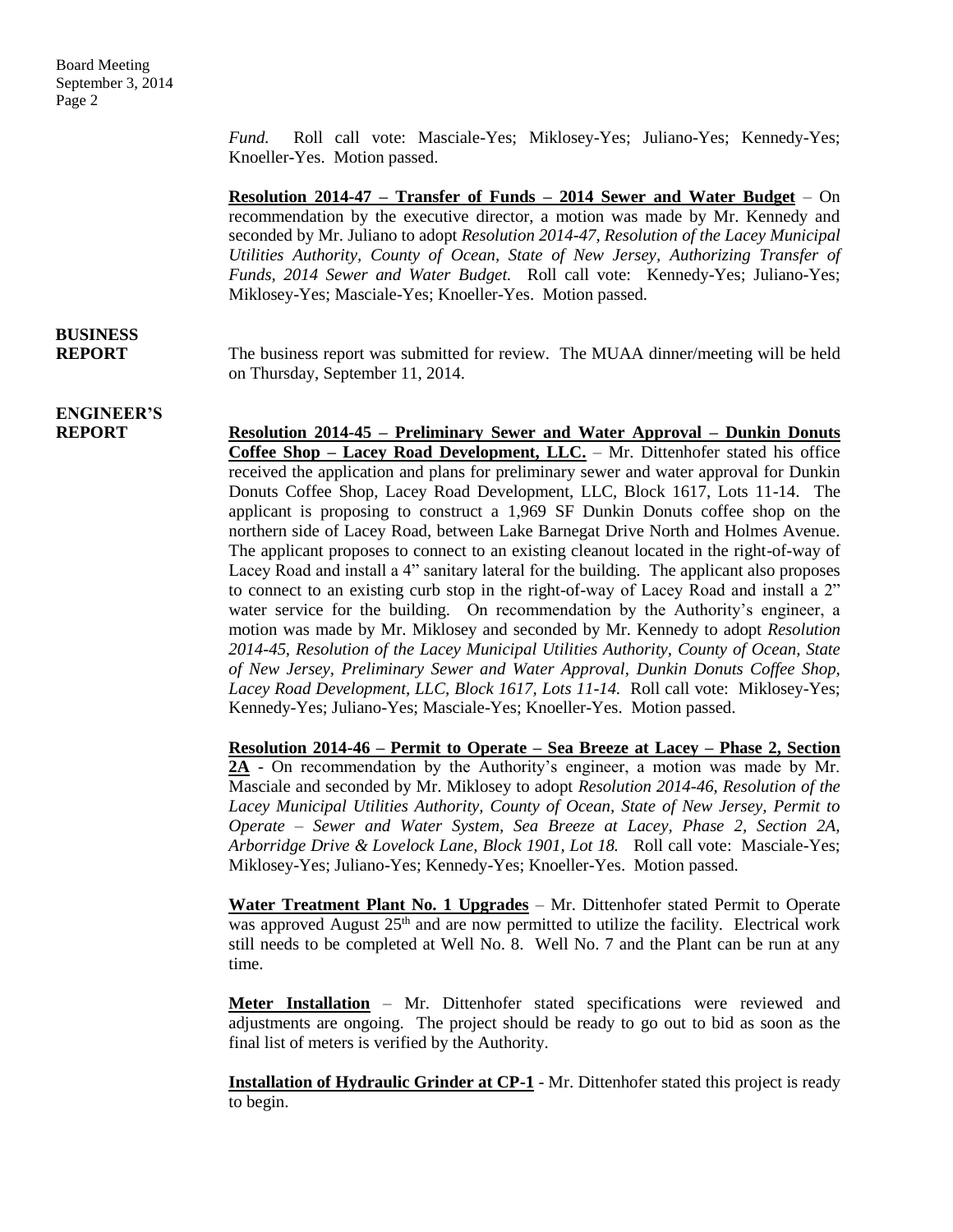*Fund.* Roll call vote: Masciale-Yes; Miklosey-Yes; Juliano-Yes; Kennedy-Yes; Knoeller-Yes. Motion passed.

**Resolution 2014-47 – Transfer of Funds – 2014 Sewer and Water Budget** – On recommendation by the executive director, a motion was made by Mr. Kennedy and seconded by Mr. Juliano to adopt *Resolution 2014-47, Resolution of the Lacey Municipal Utilities Authority, County of Ocean, State of New Jersey, Authorizing Transfer of Funds, 2014 Sewer and Water Budget.* Roll call vote: Kennedy-Yes; Juliano-Yes; Miklosey-Yes; Masciale-Yes; Knoeller-Yes. Motion passed.

**BUSINESS REPORT**

The business report was submitted for review. The MUAA dinner/meeting will be held on Thursday, September 11, 2014.

**ENGINEER'S REPORT**

**Resolution 2014-45 – Preliminary Sewer and Water Approval – Dunkin Donuts Coffee Shop – Lacey Road Development, LLC.** – Mr. Dittenhofer stated his office received the application and plans for preliminary sewer and water approval for Dunkin Donuts Coffee Shop, Lacey Road Development, LLC, Block 1617, Lots 11-14. The applicant is proposing to construct a 1,969 SF Dunkin Donuts coffee shop on the northern side of Lacey Road, between Lake Barnegat Drive North and Holmes Avenue. The applicant proposes to connect to an existing cleanout located in the right-of-way of Lacey Road and install a 4" sanitary lateral for the building. The applicant also proposes to connect to an existing curb stop in the right-of-way of Lacey Road and install a 2" water service for the building. On recommendation by the Authority's engineer, a motion was made by Mr. Miklosey and seconded by Mr. Kennedy to adopt *Resolution 2014-45, Resolution of the Lacey Municipal Utilities Authority, County of Ocean, State of New Jersey, Preliminary Sewer and Water Approval, Dunkin Donuts Coffee Shop, Lacey Road Development, LLC, Block 1617, Lots 11-14.* Roll call vote: Miklosey-Yes; Kennedy-Yes; Juliano-Yes; Masciale-Yes; Knoeller-Yes. Motion passed.

**Resolution 2014-46 – Permit to Operate – Sea Breeze at Lacey – Phase 2, Section 2A** - On recommendation by the Authority's engineer, a motion was made by Mr. Masciale and seconded by Mr. Miklosey to adopt *Resolution 2014-46, Resolution of the Lacey Municipal Utilities Authority, County of Ocean, State of New Jersey, Permit to Operate – Sewer and Water System, Sea Breeze at Lacey, Phase 2, Section 2A, Arborridge Drive & Lovelock Lane, Block 1901, Lot 18.* Roll call vote: Masciale-Yes; Miklosey-Yes; Juliano-Yes; Kennedy-Yes; Knoeller-Yes. Motion passed.

**Water Treatment Plant No. 1 Upgrades** – Mr. Dittenhofer stated Permit to Operate was approved August 25th and are now permitted to utilize the facility. Electrical work still needs to be completed at Well No. 8. Well No. 7 and the Plant can be run at any time.

**Meter Installation** – Mr. Dittenhofer stated specifications were reviewed and adjustments are ongoing. The project should be ready to go out to bid as soon as the final list of meters is verified by the Authority.

**Installation of Hydraulic Grinder at CP-1** - Mr. Dittenhofer stated this project is ready to begin.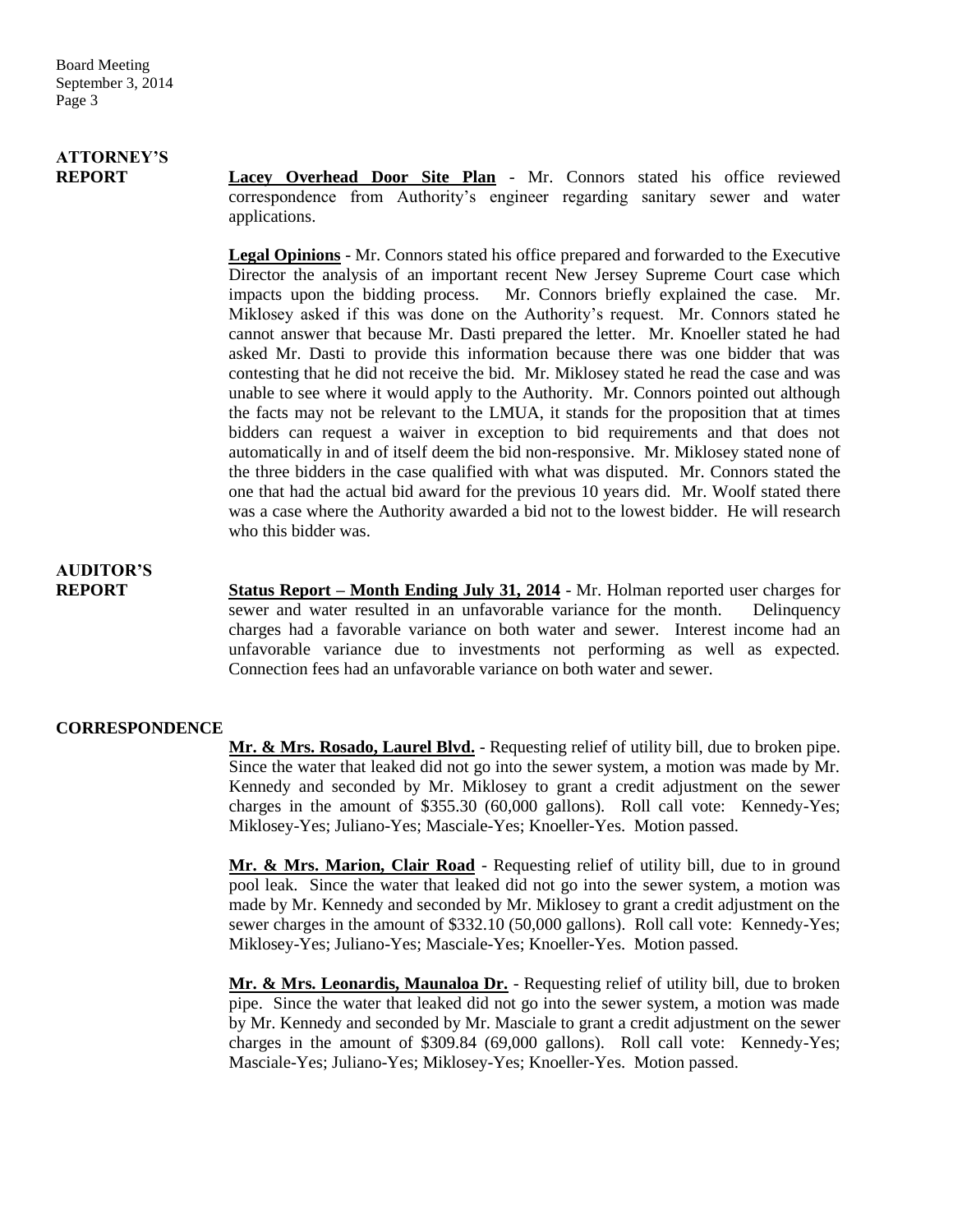**ATTORNEY'S REPORT**

**Lacey Overhead Door Site Plan** - Mr. Connors stated his office reviewed correspondence from Authority's engineer regarding sanitary sewer and water applications.

**Legal Opinions** - Mr. Connors stated his office prepared and forwarded to the Executive Director the analysis of an important recent New Jersey Supreme Court case which impacts upon the bidding process. Mr. Connors briefly explained the case. Mr. Miklosey asked if this was done on the Authority's request. Mr. Connors stated he cannot answer that because Mr. Dasti prepared the letter. Mr. Knoeller stated he had asked Mr. Dasti to provide this information because there was one bidder that was contesting that he did not receive the bid. Mr. Miklosey stated he read the case and was unable to see where it would apply to the Authority. Mr. Connors pointed out although the facts may not be relevant to the LMUA, it stands for the proposition that at times bidders can request a waiver in exception to bid requirements and that does not automatically in and of itself deem the bid non-responsive. Mr. Miklosey stated none of the three bidders in the case qualified with what was disputed. Mr. Connors stated the one that had the actual bid award for the previous 10 years did. Mr. Woolf stated there was a case where the Authority awarded a bid not to the lowest bidder. He will research who this bidder was.

**AUDITOR'S REPORT**

**Status Report – Month Ending July 31, 2014** - Mr. Holman reported user charges for sewer and water resulted in an unfavorable variance for the month. Delinquency charges had a favorable variance on both water and sewer. Interest income had an unfavorable variance due to investments not performing as well as expected. Connection fees had an unfavorable variance on both water and sewer.

**CORRESPONDENCE**

**Mr. & Mrs. Rosado, Laurel Blvd.** - Requesting relief of utility bill, due to broken pipe. Since the water that leaked did not go into the sewer system, a motion was made by Mr. Kennedy and seconded by Mr. Miklosey to grant a credit adjustment on the sewer charges in the amount of $355.30 (60,000 gallons). Roll call vote: Kennedy-Yes; Miklosey-Yes; Juliano-Yes; Masciale-Yes; Knoeller-Yes. Motion passed.

**Mr. & Mrs. Marion, Clair Road** - Requesting relief of utility bill, due to in ground pool leak. Since the water that leaked did not go into the sewer system, a motion was made by Mr. Kennedy and seconded by Mr. Miklosey to grant a credit adjustment on the sewer charges in the amount of $332.10 (50,000 gallons). Roll call vote: Kennedy-Yes; Miklosey-Yes; Juliano-Yes; Masciale-Yes; Knoeller-Yes. Motion passed.

**Mr. & Mrs. Leonardis, Maunaloa Dr.** - Requesting relief of utility bill, due to broken pipe. Since the water that leaked did not go into the sewer system, a motion was made by Mr. Kennedy and seconded by Mr. Masciale to grant a credit adjustment on the sewer charges in the amount of $309.84 (69,000 gallons). Roll call vote: Kennedy-Yes; Masciale-Yes; Juliano-Yes; Miklosey-Yes; Knoeller-Yes. Motion passed.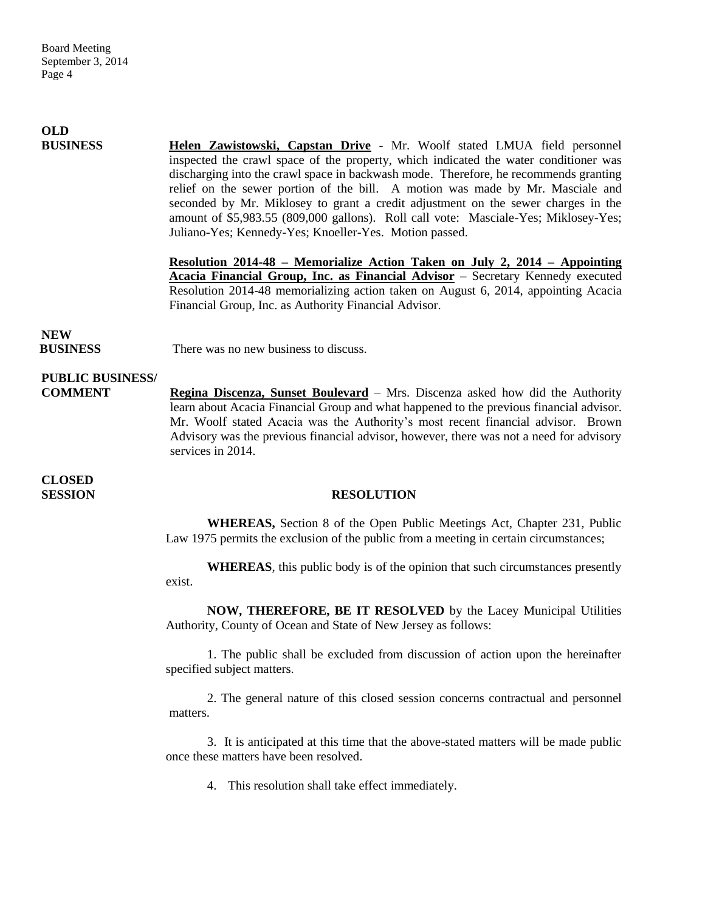**OLD BUSINESS**

**Helen Zawistowski, Capstan Drive** - Mr. Woolf stated LMUA field personnel inspected the crawl space of the property, which indicated the water conditioner was discharging into the crawl space in backwash mode. Therefore, he recommends granting relief on the sewer portion of the bill. A motion was made by Mr. Masciale and seconded by Mr. Miklosey to grant a credit adjustment on the sewer charges in the amount of $5,983.55 (809,000 gallons). Roll call vote: Masciale-Yes; Miklosey-Yes; Juliano-Yes; Kennedy-Yes; Knoeller-Yes. Motion passed.

**Resolution 2014-48 – Memorialize Action Taken on July 2, 2014 – Appointing Acacia Financial Group, Inc. as Financial Advisor** – Secretary Kennedy executed Resolution 2014-48 memorializing action taken on August 6, 2014, appointing Acacia Financial Group, Inc. as Authority Financial Advisor.

**NEW BUSINESS**

There was no new business to discuss.

**PUBLIC BUSINESS/ COMMENT**

**Regina Discenza, Sunset Boulevard** – Mrs. Discenza asked how did the Authority learn about Acacia Financial Group and what happened to the previous financial advisor. Mr. Woolf stated Acacia was the Authority's most recent financial advisor. Brown Advisory was the previous financial advisor, however, there was not a need for advisory services in 2014.

**CLOSED SESSION**

**RESOLUTION**

**WHEREAS,** Section 8 of the Open Public Meetings Act, Chapter 231, Public Law 1975 permits the exclusion of the public from a meeting in certain circumstances;

**WHEREAS**, this public body is of the opinion that such circumstances presently exist.

**NOW, THEREFORE, BE IT RESOLVED** by the Lacey Municipal Utilities Authority, County of Ocean and State of New Jersey as follows:

1. The public shall be excluded from discussion of action upon the hereinafter specified subject matters.

2. The general nature of this closed session concerns contractual and personnel matters.

3. It is anticipated at this time that the above-stated matters will be made public once these matters have been resolved.

4. This resolution shall take effect immediately.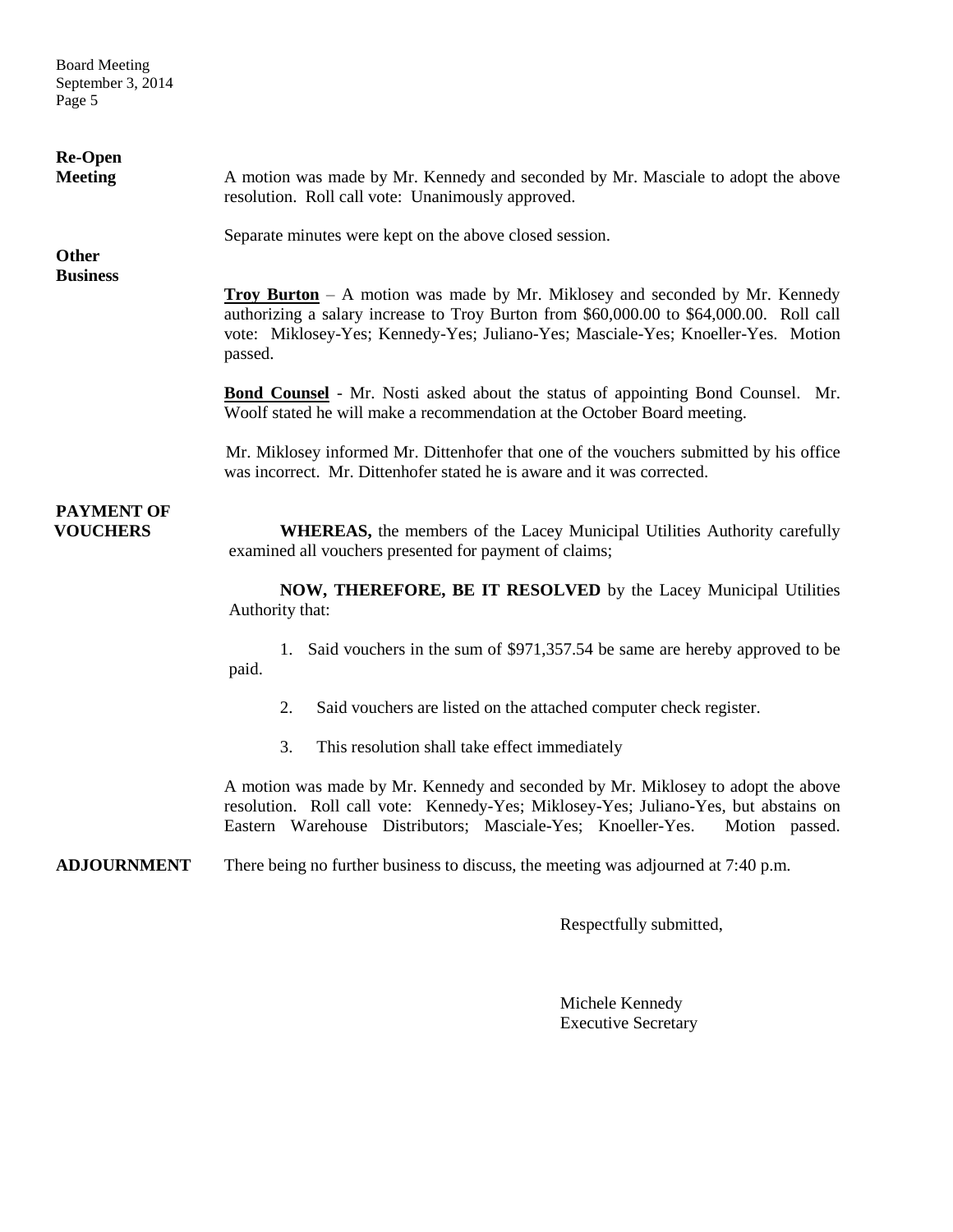**Re-Open Meeting**

A motion was made by Mr. Kennedy and seconded by Mr. Masciale to adopt the above resolution. Roll call vote: Unanimously approved.

Separate minutes were kept on the above closed session.

**Other Business**

**Troy Burton** – A motion was made by Mr. Miklosey and seconded by Mr. Kennedy authorizing a salary increase to Troy Burton from $60,000.00 to $64,000.00. Roll call vote: Miklosey-Yes; Kennedy-Yes; Juliano-Yes; Masciale-Yes; Knoeller-Yes. Motion passed.

**Bond Counsel** - Mr. Nosti asked about the status of appointing Bond Counsel. Mr. Woolf stated he will make a recommendation at the October Board meeting.

Mr. Miklosey informed Mr. Dittenhofer that one of the vouchers submitted by his office was incorrect. Mr. Dittenhofer stated he is aware and it was corrected.

**PAYMENT OF VOUCHERS**

**WHEREAS,** the members of the Lacey Municipal Utilities Authority carefully examined all vouchers presented for payment of claims;

**NOW, THEREFORE, BE IT RESOLVED** by the Lacey Municipal Utilities Authority that:

1. Said vouchers in the sum of $971,357.54 be same are hereby approved to be paid.
2. Said vouchers are listed on the attached computer check register.
3. This resolution shall take effect immediately

A motion was made by Mr. Kennedy and seconded by Mr. Miklosey to adopt the above resolution. Roll call vote: Kennedy-Yes; Miklosey-Yes; Juliano-Yes, but abstains on Eastern Warehouse Distributors; Masciale-Yes; Knoeller-Yes. Motion passed.

**ADJOURNMENT**

There being no further business to discuss, the meeting was adjourned at 7:40 p.m.

Respectfully submitted,

Michele Kennedy
Executive Secretary